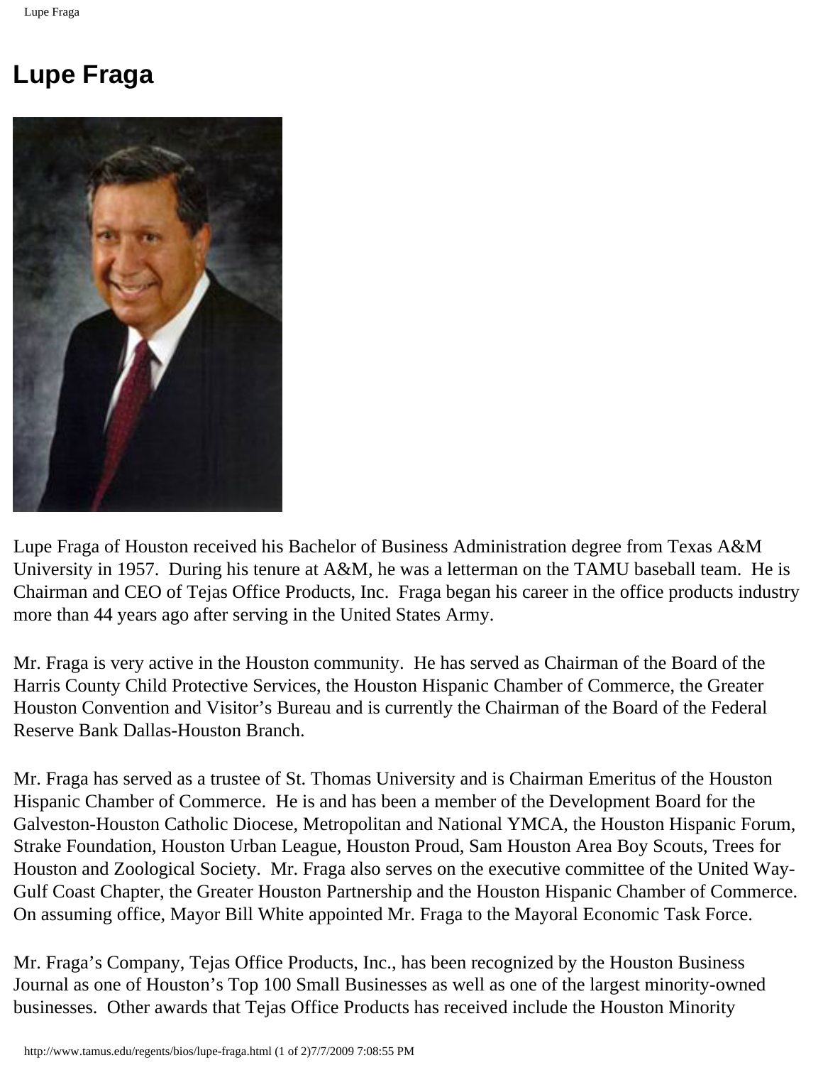# Lupe Fraga

Lupe Fraga of Houston received his Bachelor of Business Administration degree from Texas A&M University in 1957. During his tenure at A&M, he was a letterman on the TAMU baseball team. He is Chairman and CEO of Tejas Office Products, Inc. Fraga began his career in the office products industry more than 44 years ago after serving in the United States Army.

Mr. Fraga is very active in the Houston community. He has served as Chairman of the Board of the Harris County Child Protective Services, the Houston Hispanic Chamber of Commerce, the Greater Houston Convention and Visitor's Bureau and is currently the Chairman of the Board of the Federal Reserve Bank Dallas-Houston Branch.

Mr. Fraga has served as a trustee of St. Thomas University and is Chairman Emeritus of the Houston Hispanic Chamber of Commerce. He is and has been a member of the Development Board for the Galveston-Houston Catholic Diocese, Metropolitan and National YMCA, the Houston Hispanic Forum, Strake Foundation, Houston Urban League, Houston Proud, Sam Houston Area Boy Scouts, Trees for Houston and Zoological Society. Mr. Fraga also serves on the executive committee of the United Way-Gulf Coast Chapter, the Greater Houston Partnership and the Houston Hispanic Chamber of Commerce. On assuming office, Mayor Bill White appointed Mr. Fraga to the Mayoral Economic Task Force.

Mr. Fraga's Company, Tejas Office Products, Inc., has been recognized by the Houston Business Journal as one of Houston's Top 100 Small Businesses as well as one of the largest minority-owned businesses. Other awards that Tejas Office Products has received include the Houston Minority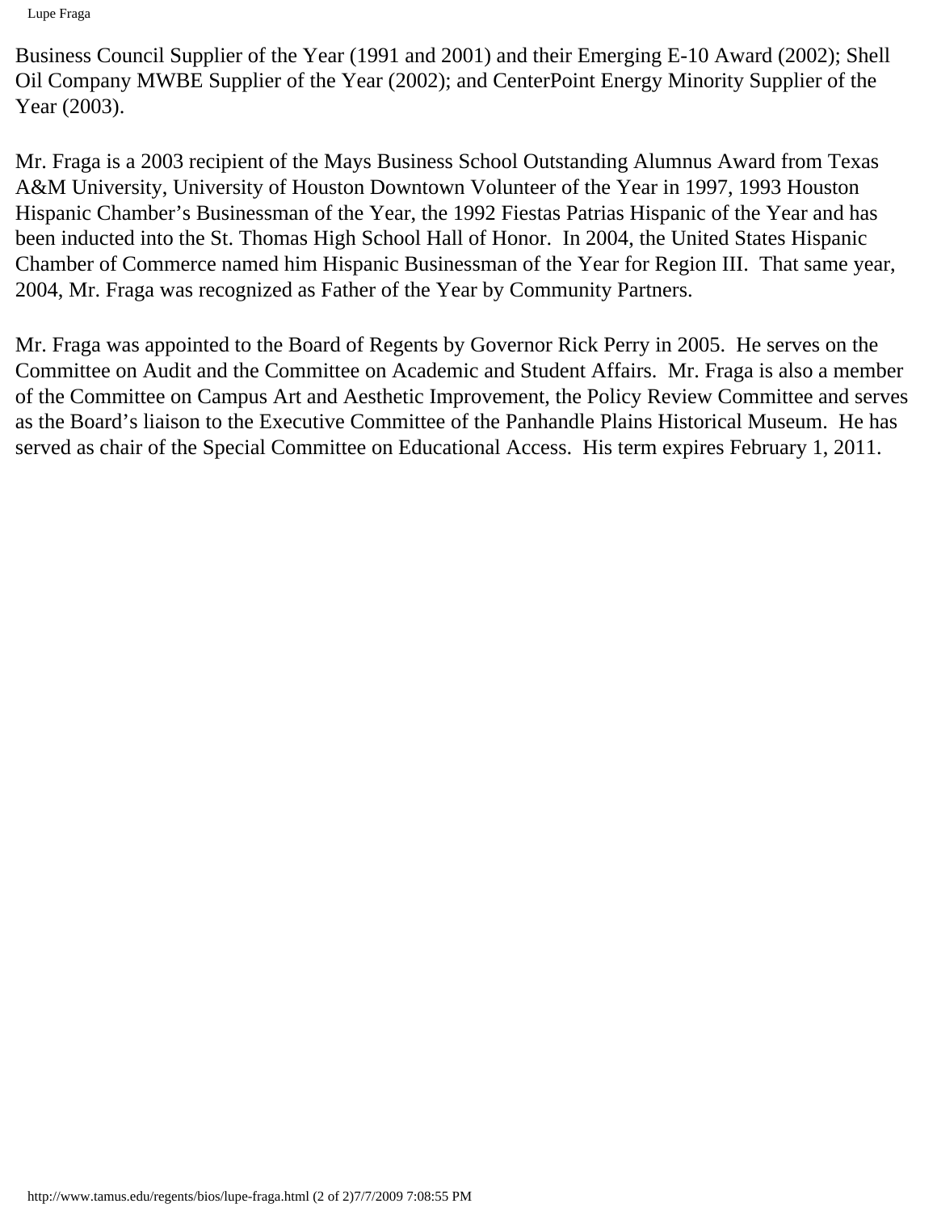Business Council Supplier of the Year (1991 and 2001) and their Emerging E-10 Award (2002); Shell Oil Company MWBE Supplier of the Year (2002); and CenterPoint Energy Minority Supplier of the Year (2003).

Mr. Fraga is a 2003 recipient of the Mays Business School Outstanding Alumnus Award from Texas A&M University, University of Houston Downtown Volunteer of the Year in 1997, 1993 Houston Hispanic Chamber's Businessman of the Year, the 1992 Fiestas Patrias Hispanic of the Year and has been inducted into the St. Thomas High School Hall of Honor. In 2004, the United States Hispanic Chamber of Commerce named him Hispanic Businessman of the Year for Region III. That same year, 2004, Mr. Fraga was recognized as Father of the Year by Community Partners.

Mr. Fraga was appointed to the Board of Regents by Governor Rick Perry in 2005. He serves on the Committee on Audit and the Committee on Academic and Student Affairs. Mr. Fraga is also a member of the Committee on Campus Art and Aesthetic Improvement, the Policy Review Committee and serves as the Board's liaison to the Executive Committee of the Panhandle Plains Historical Museum. He has served as chair of the Special Committee on Educational Access. His term expires February 1, 2011.